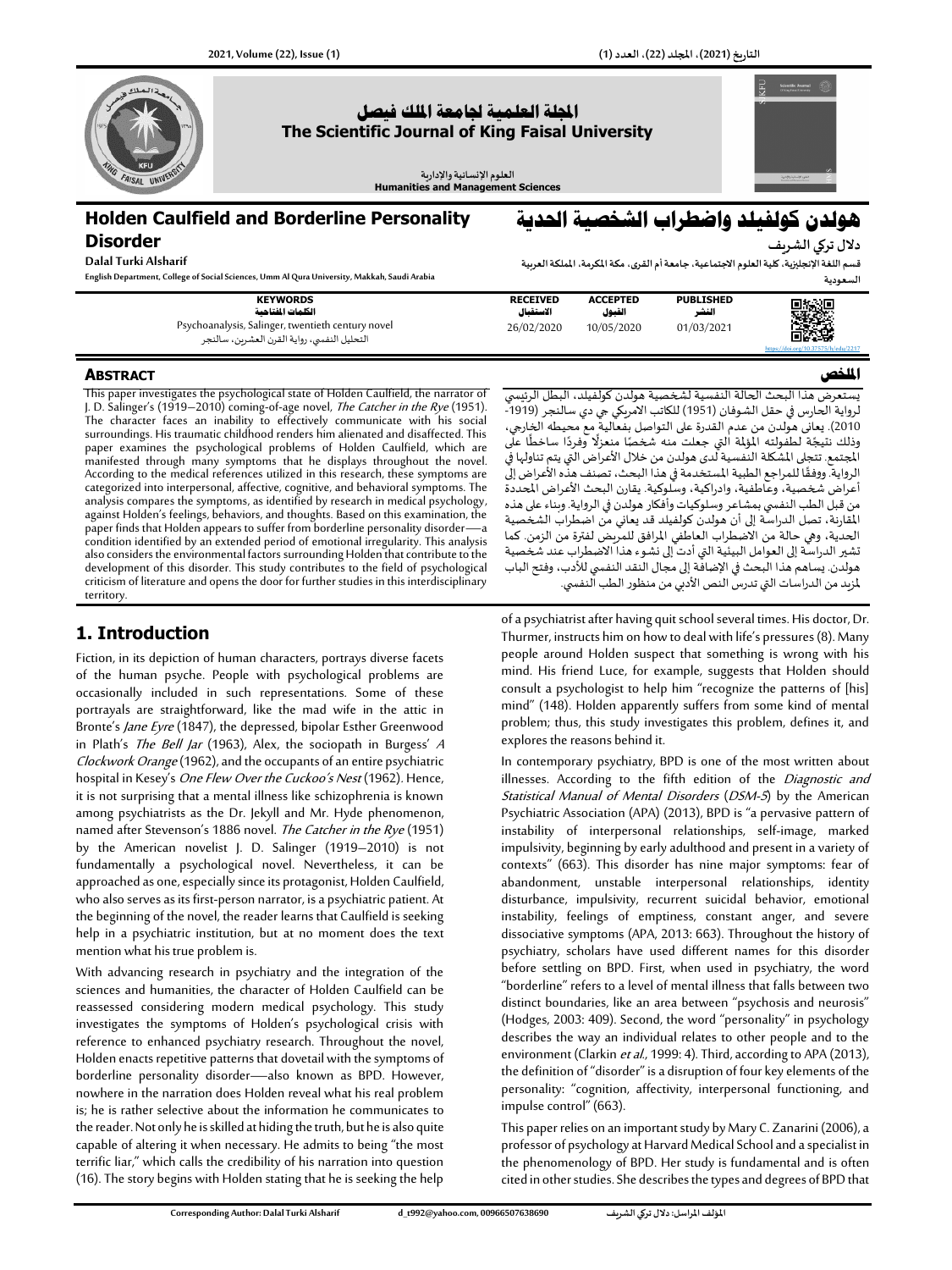# Holden Caulfield and Borderline Personality Disorder

# هولدن كولفيلد واضطراب الشخصية الحدية

**Dalal Turki Alsharif**

English Department, College of Social Sciences, Umm Al Qura University, Makkah, Saudi Arabia

**دلال تركي الشريف**

قسم اللغة الإنجليزية، كلية العلوم الاجتماعية، جامعة أم القرى، مكة المكرمة، المملكة العربية السعودية

| KEYWORDS الكلمات المفتاحية | RECEIVED الاستقبال | ACCEPTED القبول | PUBLISHED النشر |
|---|---|---|---|
| Psychoanalysis, Salinger, twentieth century novel<br>التحليل النفسي، رواية القرن العشرين، سالنجر | 26/02/2020 | 10/05/2020 | 01/03/2021 |

https://doi.org/10.37575/h/edu/2217

## Abstract

This paper investigates the psychological state of Holden Caulfield, the narrator of J. D. Salinger's (1919–2010) coming-of-age novel, *The Catcher in the Rye* (1951). The character faces an inability to effectively communicate with his social surroundings. His traumatic childhood renders him alienated and disaffected. This paper examines the psychological problems of Holden Caulfield, which are manifested through many symptoms that he displays throughout the novel. According to the medical references utilized in this research, these symptoms are categorized into interpersonal, affective, cognitive, and behavioral symptoms. The analysis compares the symptoms, as identified by research in medical psychology, against Holden's feelings, behaviors, and thoughts. Based on this examination, the paper finds that Holden appears to suffer from borderline personality disorder—a condition identified by an extended period of emotional irregularity. This analysis also considers the environmental factors surrounding Holden that contribute to the development of this disorder. This study contributes to the field of psychological criticism of literature and opens the door for further studies in this interdisciplinary territory.

## الملخص

يستعرض هذا البحث الحالة النفسية لشخصية هولدن كولفيلد، البطل الرئيسي لرواية الحارس في حقل الشوفان (1951) للكاتب الامريكي جي دي سالنجر (1919-2010). يعاني هولدن من عدم القدرة على التواصل بفعالية مع محيطه الخارجي، وذلك نتيجةً لطفولته المؤلمة التي جعلت منه شخصًا منعزلًا وفردًا ساخطًا على المجتمع. تتجلى المشكلة النفسية لدى هولدن من خلال الأعراض التي يتم تناولها في الرواية. ووفقًا للمراجع الطبية المستخدمة في هذا البحث، تصنف هذه الأعراض إلى أعراض شخصية، وعاطفية، وادراكية، وسلوكية. يقارن البحث الأعراض المحددة من قبل الطب النفسي بمشاعر وسلوكيات وأفكار هولدن في الرواية. وبناء على هذه المقارنة، تصل الدراسة إلى أن هولدن كولفيلد قد يعاني من اضطراب الشخصية الحدية، وهي حالة من الاضطراب العاطفي المرافق للمريض لفترة من الزمن. كما تشير الدراسة إلى العوامل البيئية التي أدت إلى نشوء هذا الاضطراب عند شخصية هولدن. يساهم هذا البحث في الإضافة إلى مجال النقد النفسي للأدب، وفتح الباب لمزيد من الدراسات التي تدرس النص الأدبي من منظور الطب النفسي.

## 1. Introduction

Fiction, in its depiction of human characters, portrays diverse facets of the human psyche. People with psychological problems are occasionally included in such representations. Some of these portrayals are straightforward, like the mad wife in the attic in Bronte's *Jane Eyre* (1847), the depressed, bipolar Esther Greenwood in Plath's *The Bell Jar* (1963), Alex, the sociopath in Burgess' *A Clockwork Orange* (1962), and the occupants of an entire psychiatric hospital in Kesey's *One Flew Over the Cuckoo's Nest* (1962). Hence, it is not surprising that a mental illness like schizophrenia is known among psychiatrists as the Dr. Jekyll and Mr. Hyde phenomenon, named after Stevenson's 1886 novel. *The Catcher in the Rye* (1951) by the American novelist J. D. Salinger (1919–2010) is not fundamentally a psychological novel. Nevertheless, it can be approached as one, especially since its protagonist, Holden Caulfield, who also serves as its first-person narrator, is a psychiatric patient. At the beginning of the novel, the reader learns that Caulfield is seeking help in a psychiatric institution, but at no moment does the text mention what his true problem is.

With advancing research in psychiatry and the integration of the sciences and humanities, the character of Holden Caulfield can be reassessed considering modern medical psychology. This study investigates the symptoms of Holden's psychological crisis with reference to enhanced psychiatry research. Throughout the novel, Holden enacts repetitive patterns that dovetail with the symptoms of borderline personality disorder—also known as BPD. However, nowhere in the narration does Holden reveal what his real problem is; he is rather selective about the information he communicates to the reader. Not only he is skilled at hiding the truth, but he is also quite capable of altering it when necessary. He admits to being "the most terrific liar," which calls the credibility of his narration into question (16). The story begins with Holden stating that he is seeking the help of a psychiatrist after having quit school several times. His doctor, Dr. Thurmer, instructs him on how to deal with life's pressures (8). Many people around Holden suspect that something is wrong with his mind. His friend Luce, for example, suggests that Holden should consult a psychologist to help him "recognize the patterns of [his] mind" (148). Holden apparently suffers from some kind of mental problem; thus, this study investigates this problem, defines it, and explores the reasons behind it.

In contemporary psychiatry, BPD is one of the most written about illnesses. According to the fifth edition of the *Diagnostic and Statistical Manual of Mental Disorders* (*DSM-5*) by the American Psychiatric Association (APA) (2013), BPD is "a pervasive pattern of instability of interpersonal relationships, self-image, marked impulsivity, beginning by early adulthood and present in a variety of contexts" (663). This disorder has nine major symptoms: fear of abandonment, unstable interpersonal relationships, identity disturbance, impulsivity, recurrent suicidal behavior, emotional instability, feelings of emptiness, constant anger, and severe dissociative symptoms (APA, 2013: 663). Throughout the history of psychiatry, scholars have used different names for this disorder before settling on BPD. First, when used in psychiatry, the word "borderline" refers to a level of mental illness that falls between two distinct boundaries, like an area between "psychosis and neurosis" (Hodges, 2003: 409). Second, the word "personality" in psychology describes the way an individual relates to other people and to the environment (Clarkin *et al.*, 1999: 4). Third, according to APA (2013), the definition of "disorder" is a disruption of four key elements of the personality: "cognition, affectivity, interpersonal functioning, and impulse control" (663).

This paper relies on an important study by Mary C. Zanarini (2006), a professor of psychology at Harvard Medical School and a specialist in the phenomenology of BPD. Her study is fundamental and is often cited in other studies. She describes the types and degrees of BPD that

Corresponding Author: Dalal Turki Alsharif d_t992@yahoo.com, 00966507638690 المؤلف المراسل: دلال تركي الشريف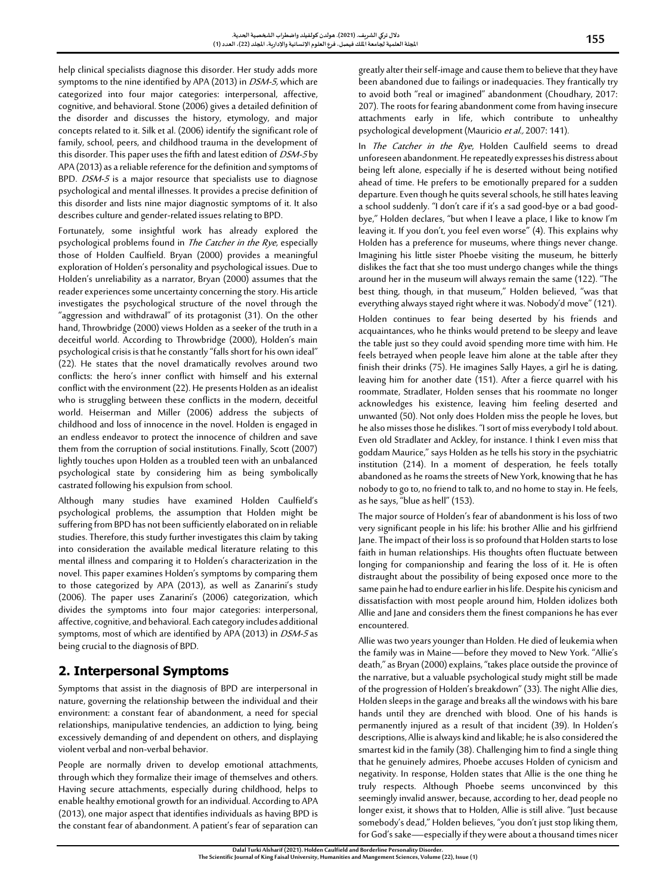help clinical specialists diagnose this disorder. Her study adds more symptoms to the nine identified by APA (2013) in *DSM-5*, which are categorized into four major categories: interpersonal, affective, cognitive, and behavioral. Stone (2006) gives a detailed definition of the disorder and discusses the history, etymology, and major concepts related to it. Silk et al. (2006) identify the significant role of family, school, peers, and childhood trauma in the development of this disorder. This paper uses the fifth and latest edition of *DSM-5* by APA (2013) as a reliable reference for the definition and symptoms of BPD. *DSM-5* is a major resource that specialists use to diagnose psychological and mental illnesses. It provides a precise definition of this disorder and lists nine major diagnostic symptoms of it. It also describes culture and gender-related issues relating to BPD.

Fortunately, some insightful work has already explored the psychological problems found in *The Catcher in the Rye*, especially those of Holden Caulfield. Bryan (2000) provides a meaningful exploration of Holden's personality and psychological issues. Due to Holden's unreliability as a narrator, Bryan (2000) assumes that the reader experiences some uncertainty concerning the story. His article investigates the psychological structure of the novel through the "aggression and withdrawal" of its protagonist (31). On the other hand, Throwbridge (2000) views Holden as a seeker of the truth in a deceitful world. According to Throwbridge (2000), Holden's main psychological crisis is that he constantly "falls short for his own ideal" (22). He states that the novel dramatically revolves around two conflicts: the hero's inner conflict with himself and his external conflict with the environment (22). He presents Holden as an idealist who is struggling between these conflicts in the modern, deceitful world. Heiserman and Miller (2006) address the subjects of childhood and loss of innocence in the novel. Holden is engaged in an endless endeavor to protect the innocence of children and save them from the corruption of social institutions. Finally, Scott (2007) lightly touches upon Holden as a troubled teen with an unbalanced psychological state by considering him as being symbolically castrated following his expulsion from school.

Although many studies have examined Holden Caulfield's psychological problems, the assumption that Holden might be suffering from BPD has not been sufficiently elaborated on in reliable studies. Therefore, this study further investigates this claim by taking into consideration the available medical literature relating to this mental illness and comparing it to Holden's characterization in the novel. This paper examines Holden's symptoms by comparing them to those categorized by APA (2013), as well as Zanarini's study (2006). The paper uses Zanarini's (2006) categorization, which divides the symptoms into four major categories: interpersonal, affective, cognitive, and behavioral. Each category includes additional symptoms, most of which are identified by APA (2013) in *DSM-5* as being crucial to the diagnosis of BPD.

## 2. Interpersonal Symptoms

Symptoms that assist in the diagnosis of BPD are interpersonal in nature, governing the relationship between the individual and their environment: a constant fear of abandonment, a need for special relationships, manipulative tendencies, an addiction to lying, being excessively demanding of and dependent on others, and displaying violent verbal and non-verbal behavior.

People are normally driven to develop emotional attachments, through which they formalize their image of themselves and others. Having secure attachments, especially during childhood, helps to enable healthy emotional growth for an individual. According to APA (2013), one major aspect that identifies individuals as having BPD is the constant fear of abandonment. A patient's fear of separation can greatly alter their self-image and cause them to believe that they have been abandoned due to failings or inadequacies. They frantically try to avoid both "real or imagined" abandonment (Choudhary, 2017: 207). The roots for fearing abandonment come from having insecure attachments early in life, which contribute to unhealthy psychological development (Mauricio *et al.,* 2007: 141).

In *The Catcher in the Rye*, Holden Caulfield seems to dread unforeseen abandonment. He repeatedly expresses his distress about being left alone, especially if he is deserted without being notified ahead of time. He prefers to be emotionally prepared for a sudden departure. Even though he quits several schools, he still hates leaving a school suddenly. "I don't care if it's a sad good-bye or a bad good-bye," Holden declares, "but when I leave a place, I like to know I'm leaving it. If you don't, you feel even worse" (4). This explains why Holden has a preference for museums, where things never change. Imagining his little sister Phoebe visiting the museum, he bitterly dislikes the fact that she too must undergo changes while the things around her in the museum will always remain the same (122). "The best thing, though, in that museum," Holden believed, "was that everything always stayed right where it was. Nobody'd move" (121).

Holden continues to fear being deserted by his friends and acquaintances, who he thinks would pretend to be sleepy and leave the table just so they could avoid spending more time with him. He feels betrayed when people leave him alone at the table after they finish their drinks (75). He imagines Sally Hayes, a girl he is dating, leaving him for another date (151). After a fierce quarrel with his roommate, Stradlater, Holden senses that his roommate no longer acknowledges his existence, leaving him feeling deserted and unwanted (50). Not only does Holden miss the people he loves, but he also misses those he dislikes. "I sort of miss everybody I told about. Even old Stradlater and Ackley, for instance. I think I even miss that goddam Maurice," says Holden as he tells his story in the psychiatric institution (214). In a moment of desperation, he feels totally abandoned as he roams the streets of New York, knowing that he has nobody to go to, no friend to talk to, and no home to stay in. He feels, as he says, "blue as hell" (153).

The major source of Holden's fear of abandonment is his loss of two very significant people in his life: his brother Allie and his girlfriend Jane. The impact of their loss is so profound that Holden starts to lose faith in human relationships. His thoughts often fluctuate between longing for companionship and fearing the loss of it. He is often distraught about the possibility of being exposed once more to the same pain he had to endure earlier in his life. Despite his cynicism and dissatisfaction with most people around him, Holden idolizes both Allie and Jane and considers them the finest companions he has ever encountered.

Allie was two years younger than Holden. He died of leukemia when the family was in Maine—before they moved to New York. "Allie's death," as Bryan (2000) explains, "takes place outside the province of the narrative, but a valuable psychological study might still be made of the progression of Holden's breakdown" (33). The night Allie dies, Holden sleeps in the garage and breaks all the windows with his bare hands until they are drenched with blood. One of his hands is permanently injured as a result of that incident (39). In Holden's descriptions, Allie is always kind and likable; he is also considered the smartest kid in the family (38). Challenging him to find a single thing that he genuinely admires, Phoebe accuses Holden of cynicism and negativity. In response, Holden states that Allie is the one thing he truly respects. Although Phoebe seems unconvinced by this seemingly invalid answer, because, according to her, dead people no longer exist, it shows that to Holden, Allie is still alive. "Just because somebody's dead," Holden believes, "you don't just stop liking them, for God's sake—especially if they were about a thousand times nicer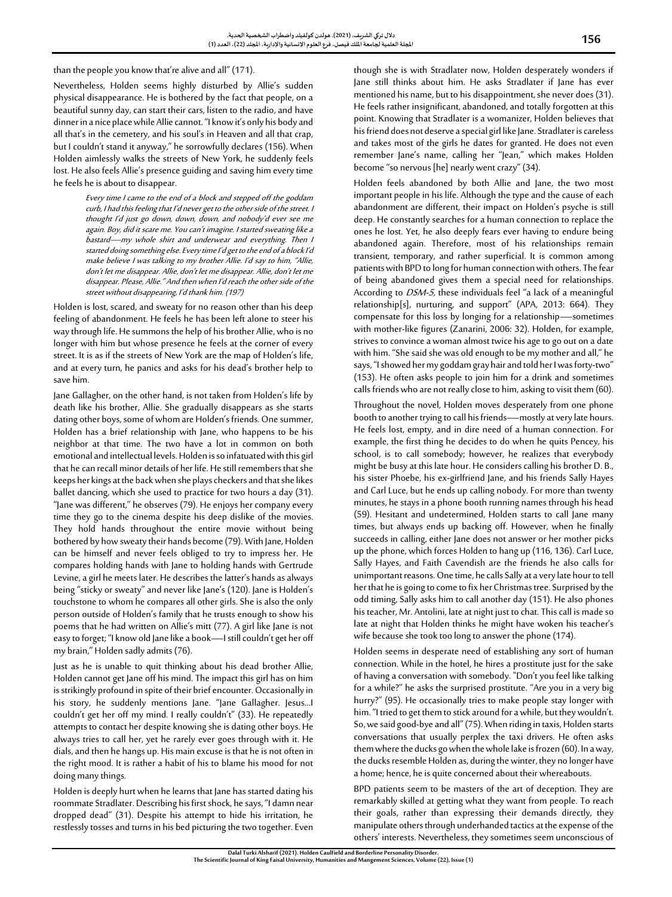than the people you know that're alive and all" (171).

Nevertheless, Holden seems highly disturbed by Allie's sudden physical disappearance. He is bothered by the fact that people, on a beautiful sunny day, can start their cars, listen to the radio, and have dinner in a nice place while Allie cannot. "I know it's only his body and all that's in the cemetery, and his soul's in Heaven and all that crap, but I couldn't stand it anyway," he sorrowfully declares (156). When Holden aimlessly walks the streets of New York, he suddenly feels lost. He also feels Allie's presence guiding and saving him every time he feels he is about to disappear.

> *Every time I came to the end of a block and stepped off the goddam curb, I had this feeling that I'd never get to the other side of the street. I thought I'd just go down, down, down, and nobody'd ever see me again. Boy, did it scare me. You can't imagine. I started sweating like a bastard—my whole shirt and underwear and everything. Then I started doing something else. Every time I'd get to the end of a block I'd make believe I was talking to my brother Allie. I'd say to him, "Allie, don't let me disappear. Allie, don't let me disappear. Allie, don't let me disappear. Please, Allie." And then when I'd reach the other side of the street without disappearing, I'd thank him. (197)*

Holden is lost, scared, and sweaty for no reason other than his deep feeling of abandonment. He feels he has been left alone to steer his way through life. He summons the help of his brother Allie, who is no longer with him but whose presence he feels at the corner of every street. It is as if the streets of New York are the map of Holden's life, and at every turn, he panics and asks for his dead's brother help to save him.

Jane Gallagher, on the other hand, is not taken from Holden's life by death like his brother, Allie. She gradually disappears as she starts dating other boys, some of whom are Holden's friends. One summer, Holden has a brief relationship with Jane, who happens to be his neighbor at that time. The two have a lot in common on both emotional and intellectual levels. Holden is so infatuated with this girl that he can recall minor details of her life. He still remembers that she keeps her kings at the back when she plays checkers and that she likes ballet dancing, which she used to practice for two hours a day (31). "Jane was different," he observes (79). He enjoys her company every time they go to the cinema despite his deep dislike of the movies. They hold hands throughout the entire movie without being bothered by how sweaty their hands become (79). With Jane, Holden can be himself and never feels obliged to try to impress her. He compares holding hands with Jane to holding hands with Gertrude Levine, a girl he meets later. He describes the latter's hands as always being "sticky or sweaty" and never like Jane's (120). Jane is Holden's touchstone to whom he compares all other girls. She is also the only person outside of Holden's family that he trusts enough to show his poems that he had written on Allie's mitt (77). A girl like Jane is not easy to forget; "I know old Jane like a book—I still couldn't get her off my brain," Holden sadly admits (76).

Just as he is unable to quit thinking about his dead brother Allie, Holden cannot get Jane off his mind. The impact this girl has on him is strikingly profound in spite of their brief encounter. Occasionally in his story, he suddenly mentions Jane. "Jane Gallagher. Jesus...I couldn't get her off my mind. I really couldn't" (33). He repeatedly attempts to contact her despite knowing she is dating other boys. He always tries to call her, yet he rarely ever goes through with it. He dials, and then he hangs up. His main excuse is that he is not often in the right mood. It is rather a habit of his to blame his mood for not doing many things.

Holden is deeply hurt when he learns that Jane has started dating his roommate Stradlater. Describing his first shock, he says, "I damn near dropped dead" (31). Despite his attempt to hide his irritation, he restlessly tosses and turns in his bed picturing the two together. Even though she is with Stradlater now, Holden desperately wonders if Jane still thinks about him. He asks Stradlater if Jane has ever mentioned his name, but to his disappointment, she never does (31). He feels rather insignificant, abandoned, and totally forgotten at this point. Knowing that Stradlater is a womanizer, Holden believes that his friend does not deserve a special girl like Jane. Stradlater is careless and takes most of the girls he dates for granted. He does not even remember Jane's name, calling her "Jean," which makes Holden become "so nervous [he] nearly went crazy" (34).

Holden feels abandoned by both Allie and Jane, the two most important people in his life. Although the type and the cause of each abandonment are different, their impact on Holden's psyche is still deep. He constantly searches for a human connection to replace the ones he lost. Yet, he also deeply fears ever having to endure being abandoned again. Therefore, most of his relationships remain transient, temporary, and rather superficial. It is common among patients with BPD to long for human connection with others. The fear of being abandoned gives them a special need for relationships. According to *DSM-5*, these individuals feel "a lack of a meaningful relationship[s], nurturing, and support" (APA, 2013: 664). They compensate for this loss by longing for a relationship—sometimes with mother-like figures (Zanarini, 2006: 32). Holden, for example, strives to convince a woman almost twice his age to go out on a date with him. "She said she was old enough to be my mother and all," he says, "I showed her my goddam gray hair and told her I was forty-two" (153). He often asks people to join him for a drink and sometimes calls friends who are not really close to him, asking to visit them (60).

Throughout the novel, Holden moves desperately from one phone booth to another trying to call his friends—mostly at very late hours. He feels lost, empty, and in dire need of a human connection. For example, the first thing he decides to do when he quits Pencey, his school, is to call somebody; however, he realizes that everybody might be busy at this late hour. He considers calling his brother D. B., his sister Phoebe, his ex-girlfriend Jane, and his friends Sally Hayes and Carl Luce, but he ends up calling nobody. For more than twenty minutes, he stays in a phone booth running names through his head (59). Hesitant and undetermined, Holden starts to call Jane many times, but always ends up backing off. However, when he finally succeeds in calling, either Jane does not answer or her mother picks up the phone, which forces Holden to hang up (116, 136). Carl Luce, Sally Hayes, and Faith Cavendish are the friends he also calls for unimportant reasons. One time, he calls Sally at a very late hour to tell her that he is going to come to fix her Christmas tree. Surprised by the odd timing, Sally asks him to call another day (151). He also phones his teacher, Mr. Antolini, late at night just to chat. This call is made so late at night that Holden thinks he might have woken his teacher's wife because she took too long to answer the phone (174).

Holden seems in desperate need of establishing any sort of human connection. While in the hotel, he hires a prostitute just for the sake of having a conversation with somebody. "Don't you feel like talking for a while?" he asks the surprised prostitute. "Are you in a very big hurry?" (95). He occasionally tries to make people stay longer with him. "I tried to get them to stick around for a while, but they wouldn't. So, we said good-bye and all" (75). When riding in taxis, Holden starts conversations that usually perplex the taxi drivers. He often asks them where the ducks go when the whole lake is frozen (60). In a way, the ducks resemble Holden as, during the winter, they no longer have a home; hence, he is quite concerned about their whereabouts.

BPD patients seem to be masters of the art of deception. They are remarkably skilled at getting what they want from people. To reach their goals, rather than expressing their demands directly, they manipulate others through underhanded tactics at the expense of the others' interests. Nevertheless, they sometimes seem unconscious of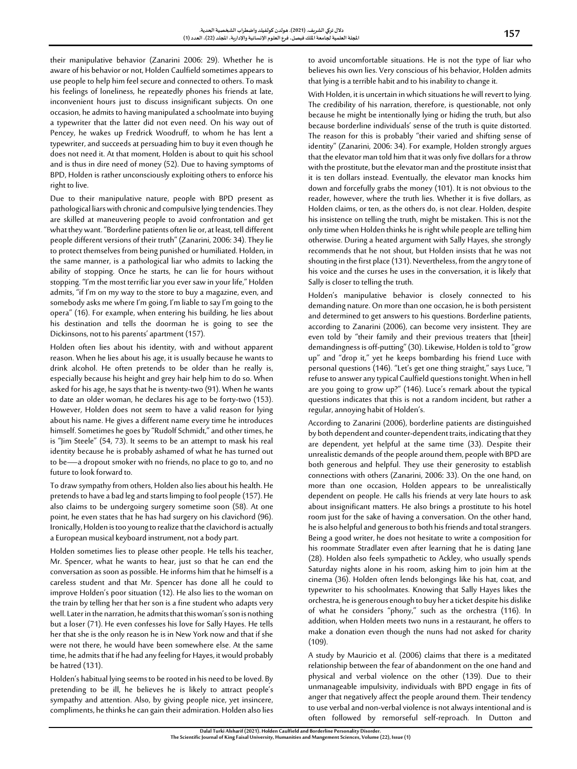their manipulative behavior (Zanarini 2006: 29). Whether he is aware of his behavior or not, Holden Caulfield sometimes appears to use people to help him feel secure and connected to others. To mask his feelings of loneliness, he repeatedly phones his friends at late, inconvenient hours just to discuss insignificant subjects. On one occasion, he admits to having manipulated a schoolmate into buying a typewriter that the latter did not even need. On his way out of Pencey, he wakes up Fredrick Woodruff, to whom he has lent a typewriter, and succeeds at persuading him to buy it even though he does not need it. At that moment, Holden is about to quit his school and is thus in dire need of money (52). Due to having symptoms of BPD, Holden is rather unconsciously exploiting others to enforce his right to live.

Due to their manipulative nature, people with BPD present as pathological liars with chronic and compulsive lying tendencies. They are skilled at maneuvering people to avoid confrontation and get what they want. "Borderline patients often lie or, at least, tell different people different versions of their truth" (Zanarini, 2006: 34). They lie to protect themselves from being punished or humiliated. Holden, in the same manner, is a pathological liar who admits to lacking the ability of stopping. Once he starts, he can lie for hours without stopping. "I'm the most terrific liar you ever saw in your life," Holden admits, "if I'm on my way to the store to buy a magazine, even, and somebody asks me where I'm going, I'm liable to say I'm going to the opera" (16). For example, when entering his building, he lies about his destination and tells the doorman he is going to see the Dickinsons, not to his parents' apartment (157).

Holden often lies about his identity, with and without apparent reason. When he lies about his age, it is usually because he wants to drink alcohol. He often pretends to be older than he really is, especially because his height and grey hair help him to do so. When asked for his age, he says that he is twenty-two (91). When he wants to date an older woman, he declares his age to be forty-two (153). However, Holden does not seem to have a valid reason for lying about his name. He gives a different name every time he introduces himself. Sometimes he goes by "Rudolf Schmidt," and other times, he is "Jim Steele" (54, 73). It seems to be an attempt to mask his real identity because he is probably ashamed of what he has turned out to be—a dropout smoker with no friends, no place to go to, and no future to look forward to.

To draw sympathy from others, Holden also lies about his health. He pretends to have a bad leg and starts limping to fool people (157). He also claims to be undergoing surgery sometime soon (58). At one point, he even states that he has had surgery on his clavichord (96). Ironically, Holden is too young to realize that the clavichord is actually a European musical keyboard instrument, not a body part.

Holden sometimes lies to please other people. He tells his teacher, Mr. Spencer, what he wants to hear, just so that he can end the conversation as soon as possible. He informs him that he himself is a careless student and that Mr. Spencer has done all he could to improve Holden's poor situation (12). He also lies to the woman on the train by telling her that her son is a fine student who adapts very well. Later in the narration, he admits that this woman's son is nothing but a loser (71). He even confesses his love for Sally Hayes. He tells her that she is the only reason he is in New York now and that if she were not there, he would have been somewhere else. At the same time, he admits that if he had any feeling for Hayes, it would probably be hatred (131).

Holden's habitual lying seems to be rooted in his need to be loved. By pretending to be ill, he believes he is likely to attract people's sympathy and attention. Also, by giving people nice, yet insincere, compliments, he thinks he can gain their admiration. Holden also lies to avoid uncomfortable situations. He is not the type of liar who believes his own lies. Very conscious of his behavior, Holden admits that lying is a terrible habit and to his inability to change it.

With Holden, it is uncertain in which situations he will revert to lying. The credibility of his narration, therefore, is questionable, not only because he might be intentionally lying or hiding the truth, but also because borderline individuals' sense of the truth is quite distorted. The reason for this is probably "their varied and shifting sense of identity" (Zanarini, 2006: 34). For example, Holden strongly argues that the elevator man told him that it was only five dollars for a throw with the prostitute, but the elevator man and the prostitute insist that it is ten dollars instead. Eventually, the elevator man knocks him down and forcefully grabs the money (101). It is not obvious to the reader, however, where the truth lies. Whether it is five dollars, as Holden claims, or ten, as the others do, is not clear. Holden, despite his insistence on telling the truth, might be mistaken. This is not the only time when Holden thinks he is right while people are telling him otherwise. During a heated argument with Sally Hayes, she strongly recommends that he not shout, but Holden insists that he was not shouting in the first place (131). Nevertheless, from the angry tone of his voice and the curses he uses in the conversation, it is likely that Sally is closer to telling the truth.

Holden's manipulative behavior is closely connected to his demanding nature. On more than one occasion, he is both persistent and determined to get answers to his questions. Borderline patients, according to Zanarini (2006), can become very insistent. They are even told by "their family and their previous treaters that [their] demandingness is off-putting" (30). Likewise, Holden is told to "grow up" and "drop it," yet he keeps bombarding his friend Luce with personal questions (146). "Let's get one thing straight," says Luce, "I refuse to answer any typical Caulfield questions tonight. When in hell are you going to grow up?" (146). Luce's remark about the typical questions indicates that this is not a random incident, but rather a regular, annoying habit of Holden's.

According to Zanarini (2006), borderline patients are distinguished by both dependent and counter-dependent traits, indicating that they are dependent, yet helpful at the same time (33). Despite their unrealistic demands of the people around them, people with BPD are both generous and helpful. They use their generosity to establish connections with others (Zanarini, 2006: 33). On the one hand, on more than one occasion, Holden appears to be unrealistically dependent on people. He calls his friends at very late hours to ask about insignificant matters. He also brings a prostitute to his hotel room just for the sake of having a conversation. On the other hand, he is also helpful and generous to both his friends and total strangers. Being a good writer, he does not hesitate to write a composition for his roommate Stradlater even after learning that he is dating Jane (28). Holden also feels sympathetic to Ackley, who usually spends Saturday nights alone in his room, asking him to join him at the cinema (36). Holden often lends belongings like his hat, coat, and typewriter to his schoolmates. Knowing that Sally Hayes likes the orchestra, he is generous enough to buy her a ticket despite his dislike of what he considers "phony," such as the orchestra (116). In addition, when Holden meets two nuns in a restaurant, he offers to make a donation even though the nuns had not asked for charity (109).

A study by Mauricio et al. (2006) claims that there is a meditated relationship between the fear of abandonment on the one hand and physical and verbal violence on the other (139). Due to their unmanageable impulsivity, individuals with BPD engage in fits of anger that negatively affect the people around them. Their tendency to use verbal and non-verbal violence is not always intentional and is often followed by remorseful self-reproach. In Dutton and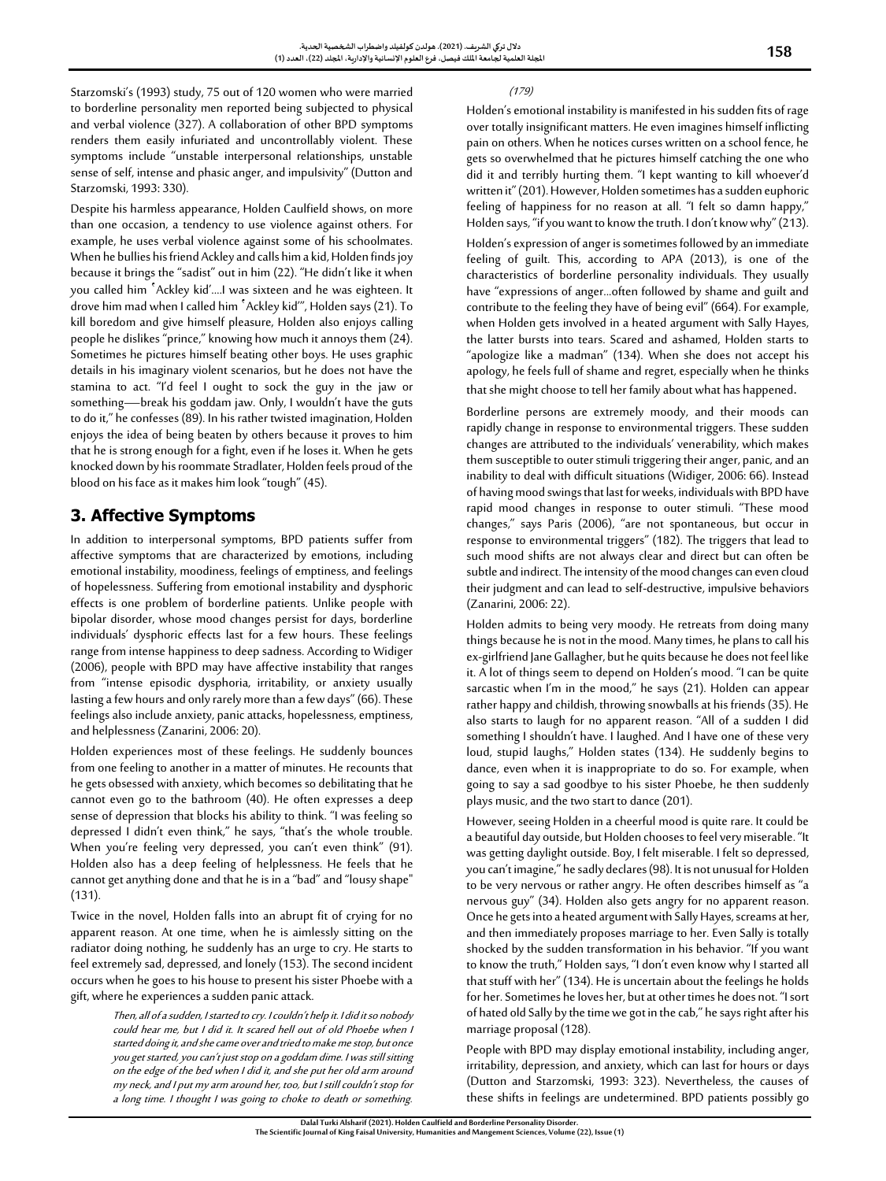Starzomski's (1993) study, 75 out of 120 women who were married to borderline personality men reported being subjected to physical and verbal violence (327). A collaboration of other BPD symptoms renders them easily infuriated and uncontrollably violent. These symptoms include "unstable interpersonal relationships, unstable sense of self, intense and phasic anger, and impulsivity" (Dutton and Starzomski, 1993: 330).

Despite his harmless appearance, Holden Caulfield shows, on more than one occasion, a tendency to use violence against others. For example, he uses verbal violence against some of his schoolmates. When he bullies his friend Ackley and calls him a kid, Holden finds joy because it brings the "sadist" out in him (22). "He didn't like it when you called him 'Ackley kid'....I was sixteen and he was eighteen. It drove him mad when I called him 'Ackley kid'", Holden says (21). To kill boredom and give himself pleasure, Holden also enjoys calling people he dislikes "prince," knowing how much it annoys them (24). Sometimes he pictures himself beating other boys. He uses graphic details in his imaginary violent scenarios, but he does not have the stamina to act. "I'd feel I ought to sock the guy in the jaw or something—break his goddam jaw. Only, I wouldn't have the guts to do it," he confesses (89). In his rather twisted imagination, Holden enjoys the idea of being beaten by others because it proves to him that he is strong enough for a fight, even if he loses it. When he gets knocked down by his roommate Stradlater, Holden feels proud of the blood on his face as it makes him look "tough" (45).

## 3. Affective Symptoms

In addition to interpersonal symptoms, BPD patients suffer from affective symptoms that are characterized by emotions, including emotional instability, moodiness, feelings of emptiness, and feelings of hopelessness. Suffering from emotional instability and dysphoric effects is one problem of borderline patients. Unlike people with bipolar disorder, whose mood changes persist for days, borderline individuals' dysphoric effects last for a few hours. These feelings range from intense happiness to deep sadness. According to Widiger (2006), people with BPD may have affective instability that ranges from "intense episodic dysphoria, irritability, or anxiety usually lasting a few hours and only rarely more than a few days" (66). These feelings also include anxiety, panic attacks, hopelessness, emptiness, and helplessness (Zanarini, 2006: 20).

Holden experiences most of these feelings. He suddenly bounces from one feeling to another in a matter of minutes. He recounts that he gets obsessed with anxiety, which becomes so debilitating that he cannot even go to the bathroom (40). He often expresses a deep sense of depression that blocks his ability to think. "I was feeling so depressed I didn't even think," he says, "that's the whole trouble. When you're feeling very depressed, you can't even think" (91). Holden also has a deep feeling of helplessness. He feels that he cannot get anything done and that he is in a "bad" and "lousy shape" (131).

Twice in the novel, Holden falls into an abrupt fit of crying for no apparent reason. At one time, when he is aimlessly sitting on the radiator doing nothing, he suddenly has an urge to cry. He starts to feel extremely sad, depressed, and lonely (153). The second incident occurs when he goes to his house to present his sister Phoebe with a gift, where he experiences a sudden panic attack.

> *Then, all of a sudden, I started to cry. I couldn't help it. I did it so nobody could hear me, but I did it. It scared hell out of old Phoebe when I started doing it, and she came over and tried to make me stop, but once you get started, you can't just stop on a goddam dime. I was still sitting on the edge of the bed when I did it, and she put her old arm around my neck, and I put my arm around her, too, but I still couldn't stop for a long time. I thought I was going to choke to death or something.* (179)

Holden's emotional instability is manifested in his sudden fits of rage over totally insignificant matters. He even imagines himself inflicting pain on others. When he notices curses written on a school fence, he gets so overwhelmed that he pictures himself catching the one who did it and terribly hurting them. "I kept wanting to kill whoever'd written it" (201). However, Holden sometimes has a sudden euphoric feeling of happiness for no reason at all. "I felt so damn happy," Holden says, "if you want to know the truth. I don't know why" (213).

Holden's expression of anger is sometimes followed by an immediate feeling of guilt. This, according to APA (2013), is one of the characteristics of borderline personality individuals. They usually have "expressions of anger...often followed by shame and guilt and contribute to the feeling they have of being evil" (664). For example, when Holden gets involved in a heated argument with Sally Hayes, the latter bursts into tears. Scared and ashamed, Holden starts to "apologize like a madman" (134). When she does not accept his apology, he feels full of shame and regret, especially when he thinks that she might choose to tell her family about what has happened.

Borderline persons are extremely moody, and their moods can rapidly change in response to environmental triggers. These sudden changes are attributed to the individuals' venerability, which makes them susceptible to outer stimuli triggering their anger, panic, and an inability to deal with difficult situations (Widiger, 2006: 66). Instead of having mood swings that last for weeks, individuals with BPD have rapid mood changes in response to outer stimuli. "These mood changes," says Paris (2006), "are not spontaneous, but occur in response to environmental triggers" (182). The triggers that lead to such mood shifts are not always clear and direct but can often be subtle and indirect. The intensity of the mood changes can even cloud their judgment and can lead to self-destructive, impulsive behaviors (Zanarini, 2006: 22).

Holden admits to being very moody. He retreats from doing many things because he is not in the mood. Many times, he plans to call his ex-girlfriend Jane Gallagher, but he quits because he does not feel like it. A lot of things seem to depend on Holden's mood. "I can be quite sarcastic when I'm in the mood," he says (21). Holden can appear rather happy and childish, throwing snowballs at his friends (35). He also starts to laugh for no apparent reason. "All of a sudden I did something I shouldn't have. I laughed. And I have one of these very loud, stupid laughs," Holden states (134). He suddenly begins to dance, even when it is inappropriate to do so. For example, when going to say a sad goodbye to his sister Phoebe, he then suddenly plays music, and the two start to dance (201).

However, seeing Holden in a cheerful mood is quite rare. It could be a beautiful day outside, but Holden chooses to feel very miserable. "It was getting daylight outside. Boy, I felt miserable. I felt so depressed, you can't imagine," he sadly declares (98). It is not unusual for Holden to be very nervous or rather angry. He often describes himself as "a nervous guy" (34). Holden also gets angry for no apparent reason. Once he gets into a heated argument with Sally Hayes, screams at her, and then immediately proposes marriage to her. Even Sally is totally shocked by the sudden transformation in his behavior. "If you want to know the truth," Holden says, "I don't even know why I started all that stuff with her" (134). He is uncertain about the feelings he holds for her. Sometimes he loves her, but at other times he does not. "I sort of hated old Sally by the time we got in the cab," he says right after his marriage proposal (128).

People with BPD may display emotional instability, including anger, irritability, depression, and anxiety, which can last for hours or days (Dutton and Starzomski, 1993: 323). Nevertheless, the causes of these shifts in feelings are undetermined. BPD patients possibly go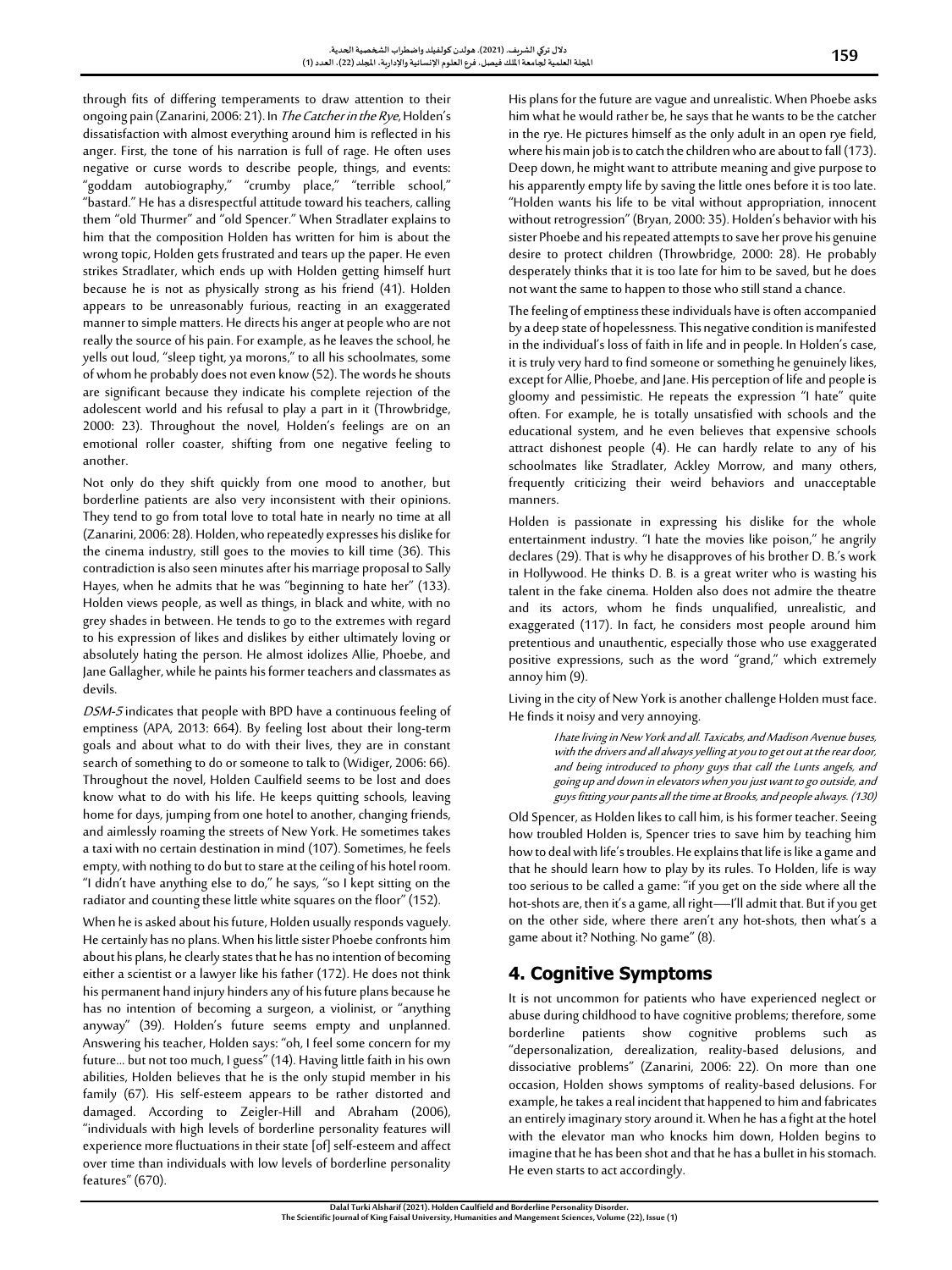through fits of differing temperaments to draw attention to their ongoing pain (Zanarini, 2006: 21). In *The Catcher in the Rye*, Holden's dissatisfaction with almost everything around him is reflected in his anger. First, the tone of his narration is full of rage. He often uses negative or curse words to describe people, things, and events: "goddam autobiography," "crumby place," "terrible school," "bastard." He has a disrespectful attitude toward his teachers, calling them "old Thurmer" and "old Spencer." When Stradlater explains to him that the composition Holden has written for him is about the wrong topic, Holden gets frustrated and tears up the paper. He even strikes Stradlater, which ends up with Holden getting himself hurt because he is not as physically strong as his friend (41). Holden appears to be unreasonably furious, reacting in an exaggerated manner to simple matters. He directs his anger at people who are not really the source of his pain. For example, as he leaves the school, he yells out loud, "sleep tight, ya morons," to all his schoolmates, some of whom he probably does not even know (52). The words he shouts are significant because they indicate his complete rejection of the adolescent world and his refusal to play a part in it (Throwbridge, 2000: 23). Throughout the novel, Holden's feelings are on an emotional roller coaster, shifting from one negative feeling to another.

Not only do they shift quickly from one mood to another, but borderline patients are also very inconsistent with their opinions. They tend to go from total love to total hate in nearly no time at all (Zanarini, 2006: 28). Holden, who repeatedly expresses his dislike for the cinema industry, still goes to the movies to kill time (36). This contradiction is also seen minutes after his marriage proposal to Sally Hayes, when he admits that he was "beginning to hate her" (133). Holden views people, as well as things, in black and white, with no grey shades in between. He tends to go to the extremes with regard to his expression of likes and dislikes by either ultimately loving or absolutely hating the person. He almost idolizes Allie, Phoebe, and Jane Gallagher, while he paints his former teachers and classmates as devils.

*DSM-5* indicates that people with BPD have a continuous feeling of emptiness (APA, 2013: 664). By feeling lost about their long-term goals and about what to do with their lives, they are in constant search of something to do or someone to talk to (Widiger, 2006: 66). Throughout the novel, Holden Caulfield seems to be lost and does know what to do with his life. He keeps quitting schools, leaving home for days, jumping from one hotel to another, changing friends, and aimlessly roaming the streets of New York. He sometimes takes a taxi with no certain destination in mind (107). Sometimes, he feels empty, with nothing to do but to stare at the ceiling of his hotel room. "I didn't have anything else to do," he says, "so I kept sitting on the radiator and counting these little white squares on the floor" (152).

When he is asked about his future, Holden usually responds vaguely. He certainly has no plans. When his little sister Phoebe confronts him about his plans, he clearly states that he has no intention of becoming either a scientist or a lawyer like his father (172). He does not think his permanent hand injury hinders any of his future plans because he has no intention of becoming a surgeon, a violinist, or "anything anyway" (39). Holden's future seems empty and unplanned. Answering his teacher, Holden says: "oh, I feel some concern for my future... but not too much, I guess" (14). Having little faith in his own abilities, Holden believes that he is the only stupid member in his family (67). His self-esteem appears to be rather distorted and damaged. According to Zeigler-Hill and Abraham (2006), "individuals with high levels of borderline personality features will experience more fluctuations in their state [of] self-esteem and affect over time than individuals with low levels of borderline personality features" (670).

His plans for the future are vague and unrealistic. When Phoebe asks him what he would rather be, he says that he wants to be the catcher in the rye. He pictures himself as the only adult in an open rye field, where his main job is to catch the children who are about to fall (173). Deep down, he might want to attribute meaning and give purpose to his apparently empty life by saving the little ones before it is too late. "Holden wants his life to be vital without appropriation, innocent without retrogression" (Bryan, 2000: 35). Holden's behavior with his sister Phoebe and his repeated attempts to save her prove his genuine desire to protect children (Throwbridge, 2000: 28). He probably desperately thinks that it is too late for him to be saved, but he does not want the same to happen to those who still stand a chance.

The feeling of emptiness these individuals have is often accompanied by a deep state of hopelessness. This negative condition is manifested in the individual's loss of faith in life and in people. In Holden's case, it is truly very hard to find someone or something he genuinely likes, except for Allie, Phoebe, and Jane. His perception of life and people is gloomy and pessimistic. He repeats the expression "I hate" quite often. For example, he is totally unsatisfied with schools and the educational system, and he even believes that expensive schools attract dishonest people (4). He can hardly relate to any of his schoolmates like Stradlater, Ackley Morrow, and many others, frequently criticizing their weird behaviors and unacceptable manners.

Holden is passionate in expressing his dislike for the whole entertainment industry. "I hate the movies like poison," he angrily declares (29). That is why he disapproves of his brother D. B.'s work in Hollywood. He thinks D. B. is a great writer who is wasting his talent in the fake cinema. Holden also does not admire the theatre and its actors, whom he finds unqualified, unrealistic, and exaggerated (117). In fact, he considers most people around him pretentious and unauthentic, especially those who use exaggerated positive expressions, such as the word "grand," which extremely annoy him (9).

Living in the city of New York is another challenge Holden must face. He finds it noisy and very annoying.

> *I hate living in New York and all. Taxicabs, and Madison Avenue buses, with the drivers and all always yelling at you to get out at the rear door, and being introduced to phony guys that call the Lunts angels, and going up and down in elevators when you just want to go outside, and guys fitting your pants all the time at Brooks, and people always. (130)*

Old Spencer, as Holden likes to call him, is his former teacher. Seeing how troubled Holden is, Spencer tries to save him by teaching him how to deal with life's troubles. He explains that life is like a game and that he should learn how to play by its rules. To Holden, life is way too serious to be called a game: "if you get on the side where all the hot-shots are, then it's a game, all right—I'll admit that. But if you get on the other side, where there aren't any hot-shots, then what's a game about it? Nothing. No game" (8).

## 4. Cognitive Symptoms

It is not uncommon for patients who have experienced neglect or abuse during childhood to have cognitive problems; therefore, some borderline patients show cognitive problems such as "depersonalization, derealization, reality-based delusions, and dissociative problems" (Zanarini, 2006: 22). On more than one occasion, Holden shows symptoms of reality-based delusions. For example, he takes a real incident that happened to him and fabricates an entirely imaginary story around it. When he has a fight at the hotel with the elevator man who knocks him down, Holden begins to imagine that he has been shot and that he has a bullet in his stomach. He even starts to act accordingly.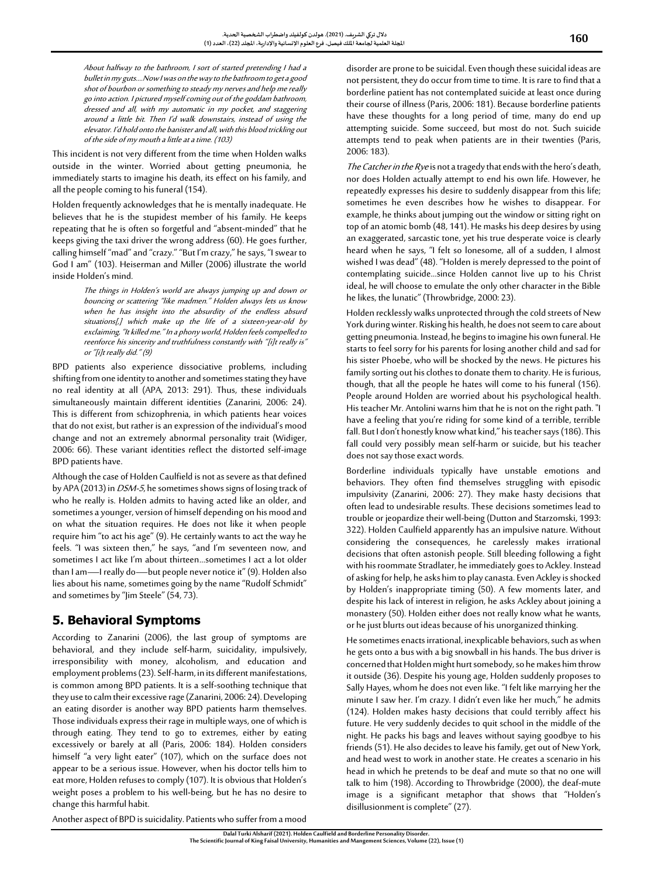*About halfway to the bathroom, I sort of started pretending I had a bullet in my guts....Now I was on the way to the bathroom to get a good shot of bourbon or something to steady my nerves and help me really go into action. I pictured myself coming out of the goddam bathroom, dressed and all, with my automatic in my pocket, and staggering around a little bit. Then I'd walk downstairs, instead of using the elevator. I'd hold onto the banister and all, with this blood trickling out of the side of my mouth a little at a time. (103)*

This incident is not very different from the time when Holden walks outside in the winter. Worried about getting pneumonia, he immediately starts to imagine his death, its effect on his family, and all the people coming to his funeral (154).

Holden frequently acknowledges that he is mentally inadequate. He believes that he is the stupidest member of his family. He keeps repeating that he is often so forgetful and "absent-minded" that he keeps giving the taxi driver the wrong address (60). He goes further, calling himself "mad" and "crazy." "But I'm crazy," he says, "I swear to God I am" (103). Heiserman and Miller (2006) illustrate the world inside Holden's mind.

*The things in Holden's world are always jumping up and down or bouncing or scattering "like madmen." Holden always lets us know when he has insight into the absurdity of the endless absurd situations[,] which make up the life of a sixteen-year-old by exclaiming, "It killed me." In a phony world, Holden feels compelled to reenforce his sincerity and truthfulness constantly with "[i]t really is" or "[i]t really did." (9)*

BPD patients also experience dissociative problems, including shifting from one identity to another and sometimes stating they have no real identity at all (APA, 2013: 291). Thus, these individuals simultaneously maintain different identities (Zanarini, 2006: 24). This is different from schizophrenia, in which patients hear voices that do not exist, but rather is an expression of the individual's mood change and not an extremely abnormal personality trait (Widiger, 2006: 66). These variant identities reflect the distorted self-image BPD patients have.

Although the case of Holden Caulfield is not as severe as that defined by APA (2013) in *DSM-5*, he sometimes shows signs of losing track of who he really is. Holden admits to having acted like an older, and sometimes a younger, version of himself depending on his mood and on what the situation requires. He does not like it when people require him "to act his age" (9). He certainly wants to act the way he feels. "I was sixteen then," he says, "and I'm seventeen now, and sometimes I act like I'm about thirteen…sometimes I act a lot older than I am—I really do—but people never notice it" (9). Holden also lies about his name, sometimes going by the name "Rudolf Schmidt" and sometimes by "Jim Steele" (54, 73).

## 5. Behavioral Symptoms

According to Zanarini (2006), the last group of symptoms are behavioral, and they include self-harm, suicidality, impulsively, irresponsibility with money, alcoholism, and education and employment problems (23). Self-harm, in its different manifestations, is common among BPD patients. It is a self-soothing technique that they use to calm their excessive rage (Zanarini, 2006: 24). Developing an eating disorder is another way BPD patients harm themselves. Those individuals express their rage in multiple ways, one of which is through eating. They tend to go to extremes, either by eating excessively or barely at all (Paris, 2006: 184). Holden considers himself "a very light eater" (107), which on the surface does not appear to be a serious issue. However, when his doctor tells him to eat more, Holden refuses to comply (107). It is obvious that Holden's weight poses a problem to his well-being, but he has no desire to change this harmful habit.

Another aspect of BPD is suicidality. Patients who suffer from a mood disorder are prone to be suicidal. Even though these suicidal ideas are not persistent, they do occur from time to time. It is rare to find that a borderline patient has not contemplated suicide at least once during their course of illness (Paris, 2006: 181). Because borderline patients have these thoughts for a long period of time, many do end up attempting suicide. Some succeed, but most do not. Such suicide attempts tend to peak when patients are in their twenties (Paris, 2006: 183).

*The Catcher in the Rye* is not a tragedy that ends with the hero's death, nor does Holden actually attempt to end his own life. However, he repeatedly expresses his desire to suddenly disappear from this life; sometimes he even describes how he wishes to disappear. For example, he thinks about jumping out the window or sitting right on top of an atomic bomb (48, 141). He masks his deep desires by using an exaggerated, sarcastic tone, yet his true desperate voice is clearly heard when he says, "I felt so lonesome, all of a sudden, I almost wished I was dead" (48). "Holden is merely depressed to the point of contemplating suicide…since Holden cannot live up to his Christ ideal, he will choose to emulate the only other character in the Bible he likes, the lunatic" (Throwbridge, 2000: 23).

Holden recklessly walks unprotected through the cold streets of New York during winter. Risking his health, he does not seem to care about getting pneumonia. Instead, he begins to imagine his own funeral. He starts to feel sorry for his parents for losing another child and sad for his sister Phoebe, who will be shocked by the news. He pictures his family sorting out his clothes to donate them to charity. He is furious, though, that all the people he hates will come to his funeral (156). People around Holden are worried about his psychological health. His teacher Mr. Antolini warns him that he is not on the right path. "I have a feeling that you're riding for some kind of a terrible, terrible fall. But I don't honestly know what kind," his teacher says (186). This fall could very possibly mean self-harm or suicide, but his teacher does not say those exact words.

Borderline individuals typically have unstable emotions and behaviors. They often find themselves struggling with episodic impulsivity (Zanarini, 2006: 27). They make hasty decisions that often lead to undesirable results. These decisions sometimes lead to trouble or jeopardize their well-being (Dutton and Starzomski, 1993: 322). Holden Caulfield apparently has an impulsive nature. Without considering the consequences, he carelessly makes irrational decisions that often astonish people. Still bleeding following a fight with his roommate Stradlater, he immediately goes to Ackley. Instead of asking for help, he asks him to play canasta. Even Ackley is shocked by Holden's inappropriate timing (50). A few moments later, and despite his lack of interest in religion, he asks Ackley about joining a monastery (50). Holden either does not really know what he wants, or he just blurts out ideas because of his unorganized thinking.

He sometimes enacts irrational, inexplicable behaviors, such as when he gets onto a bus with a big snowball in his hands. The bus driver is concerned that Holden might hurt somebody, so he makes him throw it outside (36). Despite his young age, Holden suddenly proposes to Sally Hayes, whom he does not even like. "I felt like marrying her the minute I saw her. I'm crazy. I didn't even like her much," he admits (124). Holden makes hasty decisions that could terribly affect his future. He very suddenly decides to quit school in the middle of the night. He packs his bags and leaves without saying goodbye to his friends (51). He also decides to leave his family, get out of New York, and head west to work in another state. He creates a scenario in his head in which he pretends to be deaf and mute so that no one will talk to him (198). According to Throwbridge (2000), the deaf-mute image is a significant metaphor that shows that "Holden's disillusionment is complete" (27).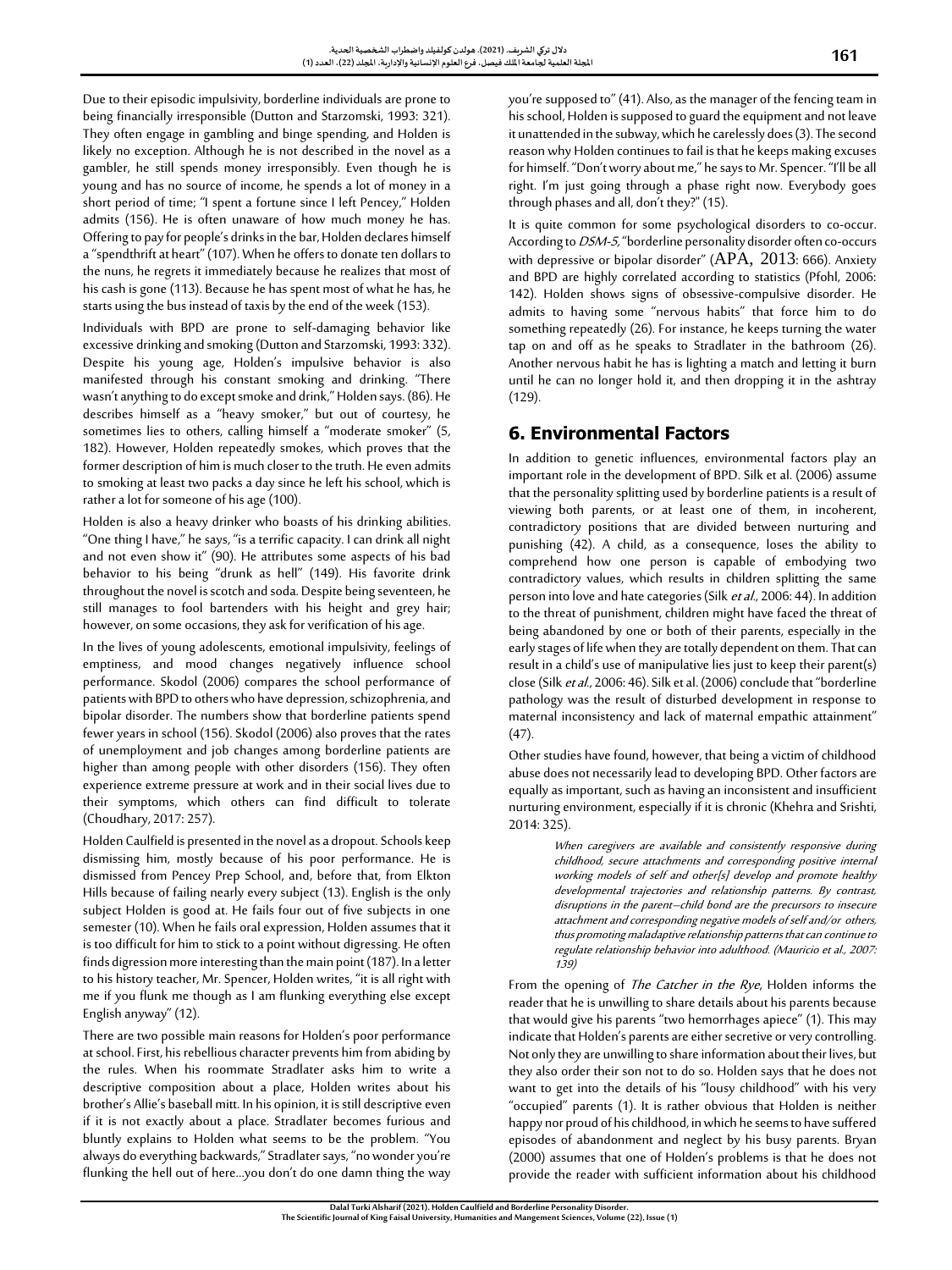Due to their episodic impulsivity, borderline individuals are prone to being financially irresponsible (Dutton and Starzomski, 1993: 321). They often engage in gambling and binge spending, and Holden is likely no exception. Although he is not described in the novel as a gambler, he still spends money irresponsibly. Even though he is young and has no source of income, he spends a lot of money in a short period of time; "I spent a fortune since I left Pencey," Holden admits (156). He is often unaware of how much money he has. Offering to pay for people's drinks in the bar, Holden declares himself a "spendthrift at heart" (107). When he offers to donate ten dollars to the nuns, he regrets it immediately because he realizes that most of his cash is gone (113). Because he has spent most of what he has, he starts using the bus instead of taxis by the end of the week (153).

Individuals with BPD are prone to self-damaging behavior like excessive drinking and smoking (Dutton and Starzomski, 1993: 332). Despite his young age, Holden's impulsive behavior is also manifested through his constant smoking and drinking. "There wasn't anything to do except smoke and drink," Holden says. (86). He describes himself as a "heavy smoker," but out of courtesy, he sometimes lies to others, calling himself a "moderate smoker" (5, 182). However, Holden repeatedly smokes, which proves that the former description of him is much closer to the truth. He even admits to smoking at least two packs a day since he left his school, which is rather a lot for someone of his age (100).

Holden is also a heavy drinker who boasts of his drinking abilities. "One thing I have," he says, "is a terrific capacity. I can drink all night and not even show it" (90). He attributes some aspects of his bad behavior to his being "drunk as hell" (149). His favorite drink throughout the novel is scotch and soda. Despite being seventeen, he still manages to fool bartenders with his height and grey hair; however, on some occasions, they ask for verification of his age.

In the lives of young adolescents, emotional impulsivity, feelings of emptiness, and mood changes negatively influence school performance. Skodol (2006) compares the school performance of patients with BPD to others who have depression, schizophrenia, and bipolar disorder. The numbers show that borderline patients spend fewer years in school (156). Skodol (2006) also proves that the rates of unemployment and job changes among borderline patients are higher than among people with other disorders (156). They often experience extreme pressure at work and in their social lives due to their symptoms, which others can find difficult to tolerate (Choudhary, 2017: 257).

Holden Caulfield is presented in the novel as a dropout. Schools keep dismissing him, mostly because of his poor performance. He is dismissed from Pencey Prep School, and, before that, from Elkton Hills because of failing nearly every subject (13). English is the only subject Holden is good at. He fails four out of five subjects in one semester (10). When he fails oral expression, Holden assumes that it is too difficult for him to stick to a point without digressing. He often finds digression more interesting than the main point (187). In a letter to his history teacher, Mr. Spencer, Holden writes, "it is all right with me if you flunk me though as I am flunking everything else except English anyway" (12).

There are two possible main reasons for Holden's poor performance at school. First, his rebellious character prevents him from abiding by the rules. When his roommate Stradlater asks him to write a descriptive composition about a place, Holden writes about his brother's Allie's baseball mitt. In his opinion, it is still descriptive even if it is not exactly about a place. Stradlater becomes furious and bluntly explains to Holden what seems to be the problem. "You always do everything backwards," Stradlater says, "no wonder you're flunking the hell out of here...you don't do one damn thing the way you're supposed to" (41). Also, as the manager of the fencing team in his school, Holden is supposed to guard the equipment and not leave it unattended in the subway, which he carelessly does (3). The second reason why Holden continues to fail is that he keeps making excuses for himself. "Don't worry about me," he says to Mr. Spencer. "I'll be all right. I'm just going through a phase right now. Everybody goes through phases and all, don't they?" (15).

It is quite common for some psychological disorders to co-occur. According to *DSM-5*, "borderline personality disorder often co-occurs with depressive or bipolar disorder" (APA, 2013: 666). Anxiety and BPD are highly correlated according to statistics (Pfohl, 2006: 142). Holden shows signs of obsessive-compulsive disorder. He admits to having some "nervous habits" that force him to do something repeatedly (26). For instance, he keeps turning the water tap on and off as he speaks to Stradlater in the bathroom (26). Another nervous habit he has is lighting a match and letting it burn until he can no longer hold it, and then dropping it in the ashtray (129).

## 6. Environmental Factors

In addition to genetic influences, environmental factors play an important role in the development of BPD. Silk et al. (2006) assume that the personality splitting used by borderline patients is a result of viewing both parents, or at least one of them, in incoherent, contradictory positions that are divided between nurturing and punishing (42). A child, as a consequence, loses the ability to comprehend how one person is capable of embodying two contradictory values, which results in children splitting the same person into love and hate categories (Silk *et al.*, 2006: 44). In addition to the threat of punishment, children might have faced the threat of being abandoned by one or both of their parents, especially in the early stages of life when they are totally dependent on them. That can result in a child's use of manipulative lies just to keep their parent(s) close (Silk *et al.*, 2006: 46). Silk et al. (2006) conclude that "borderline pathology was the result of disturbed development in response to maternal inconsistency and lack of maternal empathic attainment" (47).

Other studies have found, however, that being a victim of childhood abuse does not necessarily lead to developing BPD. Other factors are equally as important, such as having an inconsistent and insufficient nurturing environment, especially if it is chronic (Khehra and Srishti, 2014: 325).

> *When caregivers are available and consistently responsive during childhood, secure attachments and corresponding positive internal working models of self and other[s] develop and promote healthy developmental trajectories and relationship patterns. By contrast, disruptions in the parent–child bond are the precursors to insecure attachment and corresponding negative models of self and/or others, thus promoting maladaptive relationship patterns that can continue to regulate relationship behavior into adulthood. (Mauricio et al., 2007: 139)*

From the opening of *The Catcher in the Rye*, Holden informs the reader that he is unwilling to share details about his parents because that would give his parents "two hemorrhages apiece" (1). This may indicate that Holden's parents are either secretive or very controlling. Not only they are unwilling to share information about their lives, but they also order their son not to do so. Holden says that he does not want to get into the details of his "lousy childhood" with his very "occupied" parents (1). It is rather obvious that Holden is neither happy nor proud of his childhood, in which he seems to have suffered episodes of abandonment and neglect by his busy parents. Bryan (2000) assumes that one of Holden's problems is that he does not provide the reader with sufficient information about his childhood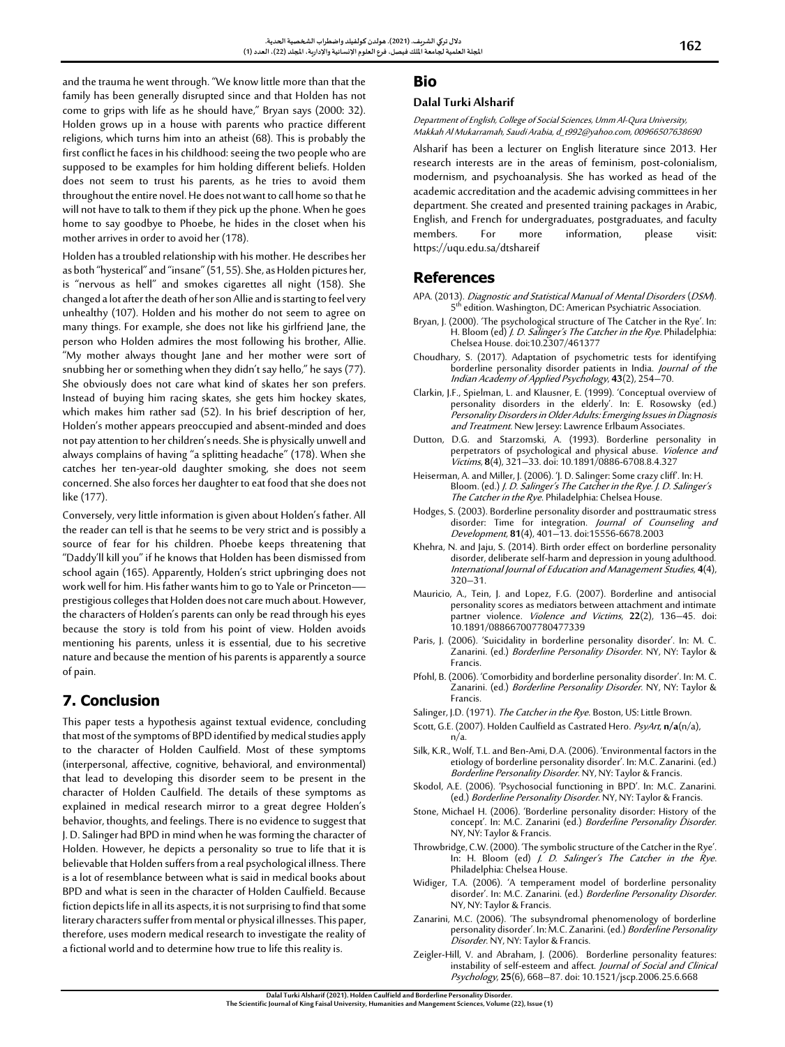and the trauma he went through. "We know little more than that the family has been generally disrupted since and that Holden has not come to grips with life as he should have," Bryan says (2000: 32). Holden grows up in a house with parents who practice different religions, which turns him into an atheist (68). This is probably the first conflict he faces in his childhood: seeing the two people who are supposed to be examples for him holding different beliefs. Holden does not seem to trust his parents, as he tries to avoid them throughout the entire novel. He does not want to call home so that he will not have to talk to them if they pick up the phone. When he goes home to say goodbye to Phoebe, he hides in the closet when his mother arrives in order to avoid her (178).

Holden has a troubled relationship with his mother. He describes her as both "hysterical" and "insane" (51, 55). She, as Holden pictures her, is "nervous as hell" and smokes cigarettes all night (158). She changed a lot after the death of her son Allie and is starting to feel very unhealthy (107). Holden and his mother do not seem to agree on many things. For example, she does not like his girlfriend Jane, the person who Holden admires the most following his brother, Allie. "My mother always thought Jane and her mother were sort of snubbing her or something when they didn't say hello," he says (77). She obviously does not care what kind of skates her son prefers. Instead of buying him racing skates, she gets him hockey skates, which makes him rather sad (52). In his brief description of her, Holden's mother appears preoccupied and absent-minded and does not pay attention to her children's needs. She is physically unwell and always complains of having "a splitting headache" (178). When she catches her ten-year-old daughter smoking, she does not seem concerned. She also forces her daughter to eat food that she does not like (177).

Conversely, very little information is given about Holden's father. All the reader can tell is that he seems to be very strict and is possibly a source of fear for his children. Phoebe keeps threatening that "Daddy'll kill you" if he knows that Holden has been dismissed from school again (165). Apparently, Holden's strict upbringing does not work well for him. His father wants him to go to Yale or Princeton—prestigious colleges that Holden does not care much about. However, the characters of Holden's parents can only be read through his eyes because the story is told from his point of view. Holden avoids mentioning his parents, unless it is essential, due to his secretive nature and because the mention of his parents is apparently a source of pain.

## 7. Conclusion

This paper tests a hypothesis against textual evidence, concluding that most of the symptoms of BPD identified by medical studies apply to the character of Holden Caulfield. Most of these symptoms (interpersonal, affective, cognitive, behavioral, and environmental) that lead to developing this disorder seem to be present in the character of Holden Caulfield. The details of these symptoms as explained in medical research mirror to a great degree Holden's behavior, thoughts, and feelings. There is no evidence to suggest that J. D. Salinger had BPD in mind when he was forming the character of Holden. However, he depicts a personality so true to life that it is believable that Holden suffers from a real psychological illness. There is a lot of resemblance between what is said in medical books about BPD and what is seen in the character of Holden Caulfield. Because fiction depicts life in all its aspects, it is not surprising to find that some literary characters suffer from mental or physical illnesses. This paper, therefore, uses modern medical research to investigate the reality of a fictional world and to determine how true to life this reality is.

## Bio

### Dalal Turki Alsharif

*Department of English, College of Social Sciences, Umm Al-Qura University, Makkah Al Mukarramah, Saudi Arabia, d_t992@yahoo.com, 00966507638690*

Alsharif has been a lecturer on English literature since 2013. Her research interests are in the areas of feminism, post-colonialism, modernism, and psychoanalysis. She has worked as head of the academic accreditation and the academic advising committees in her department. She created and presented training packages in Arabic, English, and French for undergraduates, postgraduates, and faculty members. For more information, please visit: https://uqu.edu.sa/dtshareif

## References

APA. (2013). *Diagnostic and Statistical Manual of Mental Disorders* (*DSM*). 5th edition. Washington, DC: American Psychiatric Association.

Bryan, J. (2000). 'The psychological structure of The Catcher in the Rye'. In: H. Bloom (ed) *J. D. Salinger's The Catcher in the Rye*. Philadelphia: Chelsea House. doi:10.2307/461377

Choudhary, S. (2017). Adaptation of psychometric tests for identifying borderline personality disorder patients in India. *Journal of the Indian Academy of Applied Psychology*, **43**(2), 254–70.

Clarkin, J.F., Spielman, L. and Klausner, E. (1999). 'Conceptual overview of personality disorders in the elderly'. In: E. Rosowsky (ed.) *Personality Disorders in Older Adults: Emerging Issues in Diagnosis and Treatment*. New Jersey: Lawrence Erlbaum Associates.

Dutton, D.G. and Starzomski, A. (1993). Borderline personality in perpetrators of psychological and physical abuse. *Violence and Victims*, **8**(4), 321–33. doi: 10.1891/0886-6708.8.4.327

Heiserman, A. and Miller, J. (2006). 'J. D. Salinger: Some crazy cliff'. In: H. Bloom. (ed.) *J. D. Salinger's The Catcher in the Rye. J. D. Salinger's The Catcher in the Rye*. Philadelphia: Chelsea House.

Hodges, S. (2003). Borderline personality disorder and posttraumatic stress disorder: Time for integration. *Journal of Counseling and Development*, **81**(4), 401–13. doi:15556-6678.2003

Khehra, N. and Jaju, S. (2014). Birth order effect on borderline personality disorder, deliberate self-harm and depression in young adulthood. *International Journal of Education and Management Studies*, **4**(4), 320–31.

Mauricio, A., Tein, J. and Lopez, F.G. (2007). Borderline and antisocial personality scores as mediators between attachment and intimate partner violence. *Violence and Victims*, **22**(2), 136–45. doi: 10.1891/088667007780477339

Paris, J. (2006). 'Suicidality in borderline personality disorder'. In: M. C. Zanarini. (ed.) *Borderline Personality Disorder*. NY, NY: Taylor & Francis.

Pfohl, B. (2006). 'Comorbidity and borderline personality disorder'. In: M. C. Zanarini. (ed.) *Borderline Personality Disorder*. NY, NY: Taylor & Francis.

Salinger, J.D. (1971). *The Catcher in the Rye*. Boston, US: Little Brown.

Scott, G.E. (2007). Holden Caulfield as Castrated Hero. *PsyArt*, **n/a**(n/a), n/a.

Silk, K.R., Wolf, T.L. and Ben-Ami, D.A. (2006). 'Environmental factors in the etiology of borderline personality disorder'. In: M.C. Zanarini. (ed.) *Borderline Personality Disorder*. NY, NY: Taylor & Francis.

Skodol, A.E. (2006). 'Psychosocial functioning in BPD'. In: M.C. Zanarini. (ed.) *Borderline Personality Disorder*. NY, NY: Taylor & Francis.

Stone, Michael H. (2006). 'Borderline personality disorder: History of the concept'. In: M.C. Zanarini (ed.) *Borderline Personality Disorder*. NY, NY: Taylor & Francis.

Throwbridge, C.W. (2000). 'The symbolic structure of the Catcher in the Rye'. In: H. Bloom (ed) *J. D. Salinger's The Catcher in the Rye*. Philadelphia: Chelsea House.

Widiger, T.A. (2006). 'A temperament model of borderline personality disorder'. In: M.C. Zanarini. (ed.) *Borderline Personality Disorder*. NY, NY: Taylor & Francis.

Zanarini, M.C. (2006). 'The subsyndromal phenomenology of borderline personality disorder'. In: M.C. Zanarini. (ed.) *Borderline Personality Disorder*. NY, NY: Taylor & Francis.

Zeigler-Hill, V. and Abraham, J. (2006). Borderline personality features: instability of self-esteem and affect. *Journal of Social and Clinical Psychology*, **25**(6), 668–87. doi: 10.1521/jscp.2006.25.6.668